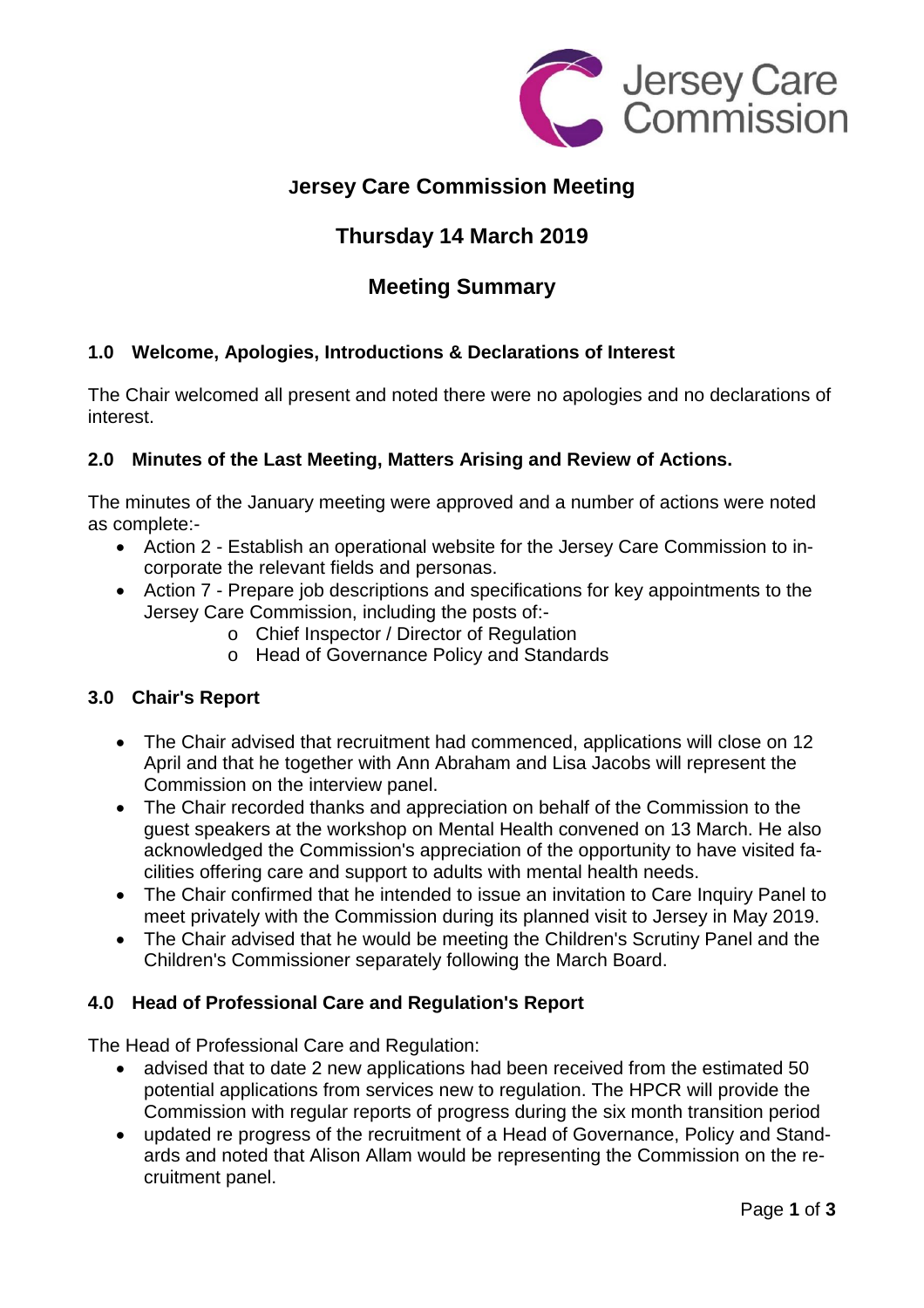# Jersey Care Commission Meeting

## Thursday 14 March 2019

## Meeting Summary

### 1.0 Welcome, Apologies, Introductions & Declarations of Interest

The Chair welcomed all present and noted there were no apologies and no declarations of interest.

### 2.0 Minutes of the Last Meeting, Matters Arising and Review of Actions.

The minutes of the January meeting were approved and a number of actions were noted as complete:-

- Action 2 - Establish an operational website for the Jersey Care Commission to incorporate the relevant fields and personas.
- Action 7 - Prepare job descriptions and specifications for key appointments to the Jersey Care Commission, including the posts of:-
    - Chief Inspector / Director of Regulation
    - Head of Governance Policy and Standards

### 3.0 Chair's Report

- The Chair advised that recruitment had commenced, applications will close on 12 April and that he together with Ann Abraham and Lisa Jacobs will represent the Commission on the interview panel.
- The Chair recorded thanks and appreciation on behalf of the Commission to the guest speakers at the workshop on Mental Health convened on 13 March. He also acknowledged the Commission's appreciation of the opportunity to have visited facilities offering care and support to adults with mental health needs.
- The Chair confirmed that he intended to issue an invitation to Care Inquiry Panel to meet privately with the Commission during its planned visit to Jersey in May 2019.
- The Chair advised that he would be meeting the Children's Scrutiny Panel and the Children's Commissioner separately following the March Board.

### 4.0 Head of Professional Care and Regulation's Report

The Head of Professional Care and Regulation:

- advised that to date 2 new applications had been received from the estimated 50 potential applications from services new to regulation. The HPCR will provide the Commission with regular reports of progress during the six month transition period
- updated re progress of the recruitment of a Head of Governance, Policy and Standards and noted that Alison Allam would be representing the Commission on the recruitment panel.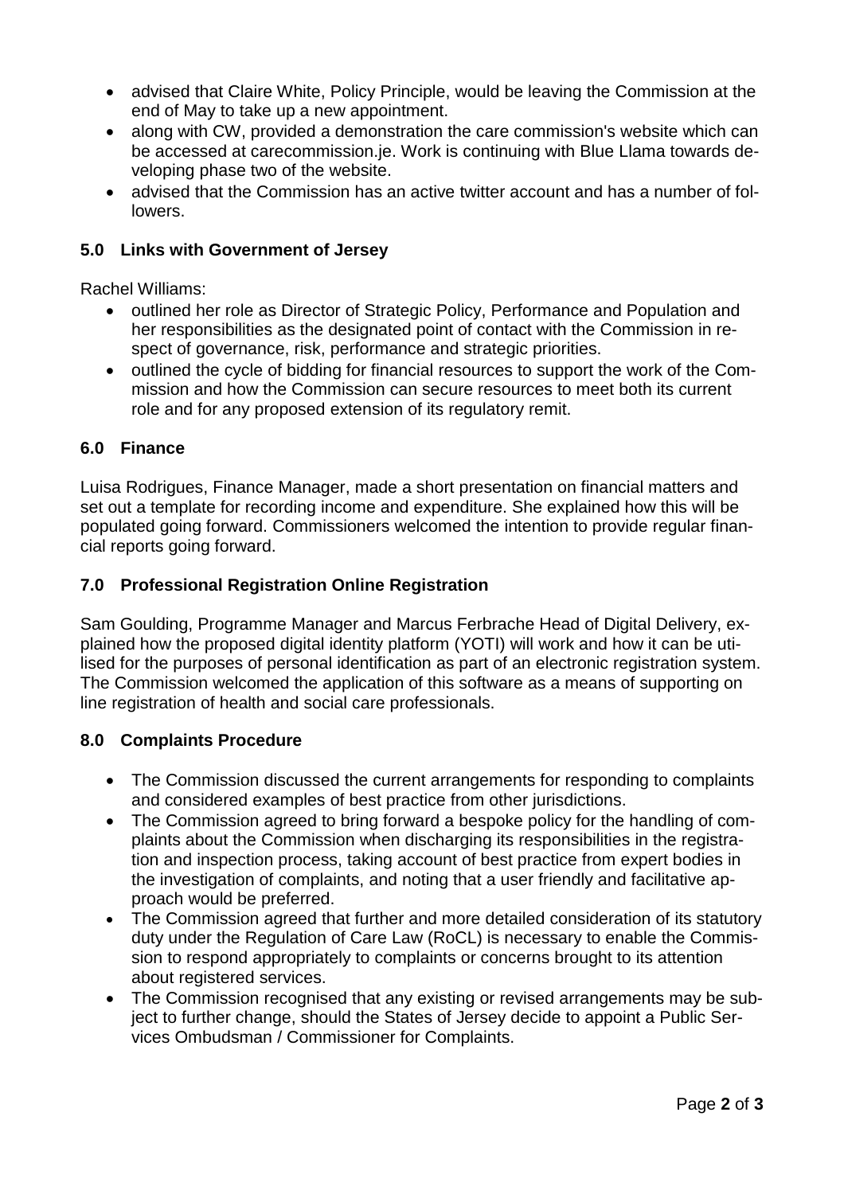- advised that Claire White, Policy Principle, would be leaving the Commission at the end of May to take up a new appointment.
- along with CW, provided a demonstration the care commission's website which can be accessed at carecommission.je. Work is continuing with Blue Llama towards developing phase two of the website.
- advised that the Commission has an active twitter account and has a number of followers.

### 5.0 Links with Government of Jersey

Rachel Williams:

- outlined her role as Director of Strategic Policy, Performance and Population and her responsibilities as the designated point of contact with the Commission in respect of governance, risk, performance and strategic priorities.
- outlined the cycle of bidding for financial resources to support the work of the Commission and how the Commission can secure resources to meet both its current role and for any proposed extension of its regulatory remit.

### 6.0 Finance

Luisa Rodrigues, Finance Manager, made a short presentation on financial matters and set out a template for recording income and expenditure. She explained how this will be populated going forward. Commissioners welcomed the intention to provide regular financial reports going forward.

### 7.0 Professional Registration Online Registration

Sam Goulding, Programme Manager and Marcus Ferbrache Head of Digital Delivery, explained how the proposed digital identity platform (YOTI) will work and how it can be utilised for the purposes of personal identification as part of an electronic registration system. The Commission welcomed the application of this software as a means of supporting on line registration of health and social care professionals.

### 8.0 Complaints Procedure

- The Commission discussed the current arrangements for responding to complaints and considered examples of best practice from other jurisdictions.
- The Commission agreed to bring forward a bespoke policy for the handling of complaints about the Commission when discharging its responsibilities in the registration and inspection process, taking account of best practice from expert bodies in the investigation of complaints, and noting that a user friendly and facilitative approach would be preferred.
- The Commission agreed that further and more detailed consideration of its statutory duty under the Regulation of Care Law (RoCL) is necessary to enable the Commission to respond appropriately to complaints or concerns brought to its attention about registered services.
- The Commission recognised that any existing or revised arrangements may be subject to further change, should the States of Jersey decide to appoint a Public Services Ombudsman / Commissioner for Complaints.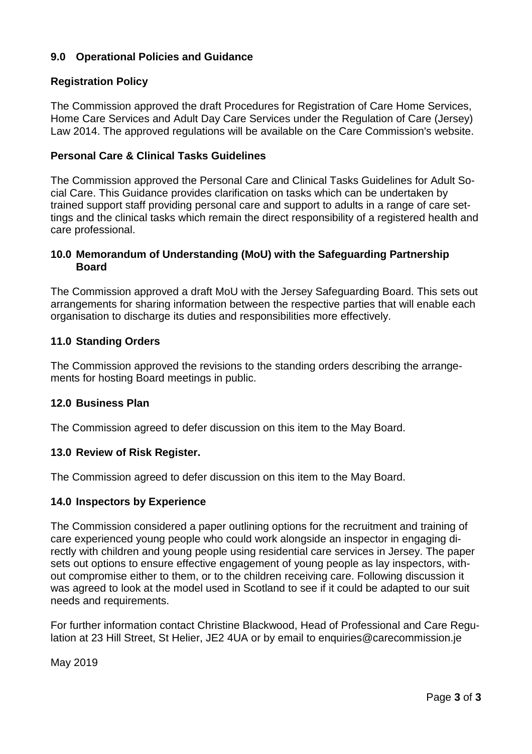## 9.0 Operational Policies and Guidance

### Registration Policy

The Commission approved the draft Procedures for Registration of Care Home Services, Home Care Services and Adult Day Care Services under the Regulation of Care (Jersey) Law 2014. The approved regulations will be available on the Care Commission's website.

### Personal Care & Clinical Tasks Guidelines

The Commission approved the Personal Care and Clinical Tasks Guidelines for Adult Social Care. This Guidance provides clarification on tasks which can be undertaken by trained support staff providing personal care and support to adults in a range of care settings and the clinical tasks which remain the direct responsibility of a registered health and care professional.

## 10.0 Memorandum of Understanding (MoU) with the Safeguarding Partnership Board

The Commission approved a draft MoU with the Jersey Safeguarding Board. This sets out arrangements for sharing information between the respective parties that will enable each organisation to discharge its duties and responsibilities more effectively.

## 11.0 Standing Orders

The Commission approved the revisions to the standing orders describing the arrangements for hosting Board meetings in public.

## 12.0 Business Plan

The Commission agreed to defer discussion on this item to the May Board.

## 13.0 Review of Risk Register.

The Commission agreed to defer discussion on this item to the May Board.

## 14.0 Inspectors by Experience

The Commission considered a paper outlining options for the recruitment and training of care experienced young people who could work alongside an inspector in engaging directly with children and young people using residential care services in Jersey. The paper sets out options to ensure effective engagement of young people as lay inspectors, without compromise either to them, or to the children receiving care. Following discussion it was agreed to look at the model used in Scotland to see if it could be adapted to our suit needs and requirements.

For further information contact Christine Blackwood, Head of Professional and Care Regulation at 23 Hill Street, St Helier, JE2 4UA or by email to enquiries@carecommission.je

May 2019